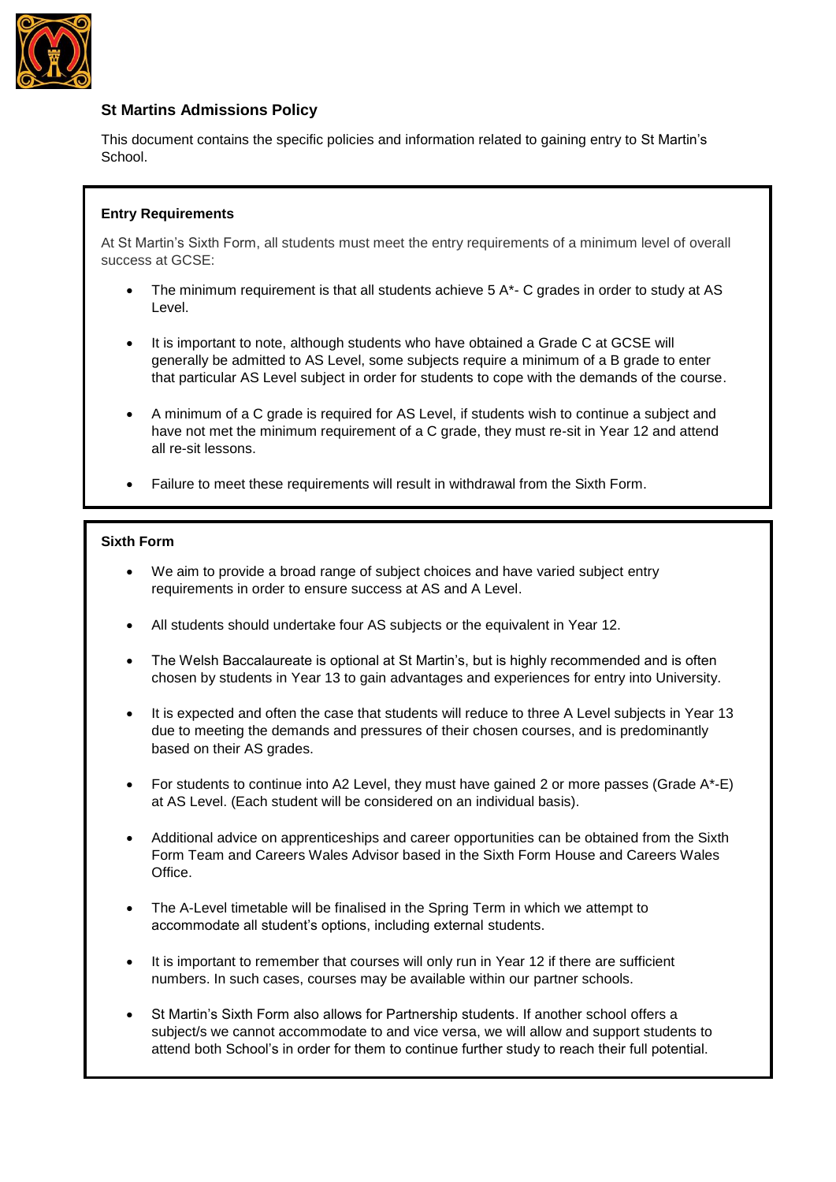## St Martins Admissions Policy

This document contains the specific policies and information related to gaining entry to St Martin's School.

### Entry Requirements

At St Martin's Sixth Form, all students must meet the entry requirements of a minimum level of overall success at GCSE:

- The minimum requirement is that all students achieve 5 A*- C grades in order to study at AS Level.
- It is important to note, although students who have obtained a Grade C at GCSE will generally be admitted to AS Level, some subjects require a minimum of a B grade to enter that particular AS Level subject in order for students to cope with the demands of the course.
- A minimum of a C grade is required for AS Level, if students wish to continue a subject and have not met the minimum requirement of a C grade, they must re-sit in Year 12 and attend all re-sit lessons.
- Failure to meet these requirements will result in withdrawal from the Sixth Form.

### Sixth Form

- We aim to provide a broad range of subject choices and have varied subject entry requirements in order to ensure success at AS and A Level.
- All students should undertake four AS subjects or the equivalent in Year 12.
- The Welsh Baccalaureate is optional at St Martin's, but is highly recommended and is often chosen by students in Year 13 to gain advantages and experiences for entry into University.
- It is expected and often the case that students will reduce to three A Level subjects in Year 13 due to meeting the demands and pressures of their chosen courses, and is predominantly based on their AS grades.
- For students to continue into A2 Level, they must have gained 2 or more passes (Grade A*-E) at AS Level. (Each student will be considered on an individual basis).
- Additional advice on apprenticeships and career opportunities can be obtained from the Sixth Form Team and Careers Wales Advisor based in the Sixth Form House and Careers Wales Office.
- The A-Level timetable will be finalised in the Spring Term in which we attempt to accommodate all student's options, including external students.
- It is important to remember that courses will only run in Year 12 if there are sufficient numbers. In such cases, courses may be available within our partner schools.
- St Martin's Sixth Form also allows for Partnership students. If another school offers a subject/s we cannot accommodate to and vice versa, we will allow and support students to attend both School's in order for them to continue further study to reach their full potential.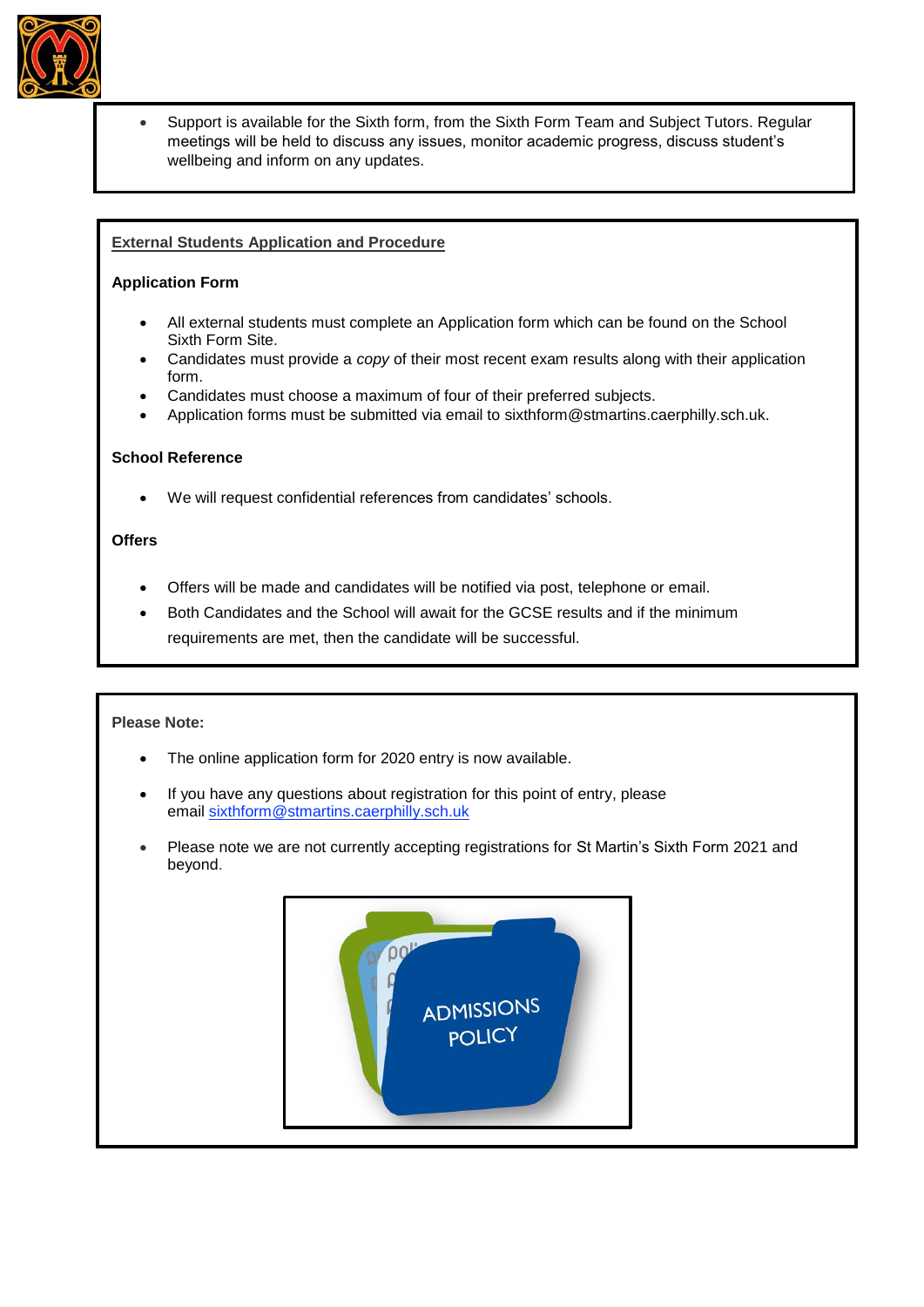- Support is available for the Sixth form, from the Sixth Form Team and Subject Tutors. Regular meetings will be held to discuss any issues, monitor academic progress, discuss student's wellbeing and inform on any updates.

## External Students Application and Procedure

### Application Form

- All external students must complete an Application form which can be found on the School Sixth Form Site.
- Candidates must provide a *copy* of their most recent exam results along with their application form.
- Candidates must choose a maximum of four of their preferred subjects.
- Application forms must be submitted via email to sixthform@stmartins.caerphilly.sch.uk.

### School Reference

- We will request confidential references from candidates' schools.

### Offers

- Offers will be made and candidates will be notified via post, telephone or email.
- Both Candidates and the School will await for the GCSE results and if the minimum requirements are met, then the candidate will be successful.

**Please Note:**

- The online application form for 2020 entry is now available.
- If you have any questions about registration for this point of entry, please email sixthform@stmartins.caerphilly.sch.uk
- Please note we are not currently accepting registrations for St Martin's Sixth Form 2021 and beyond.